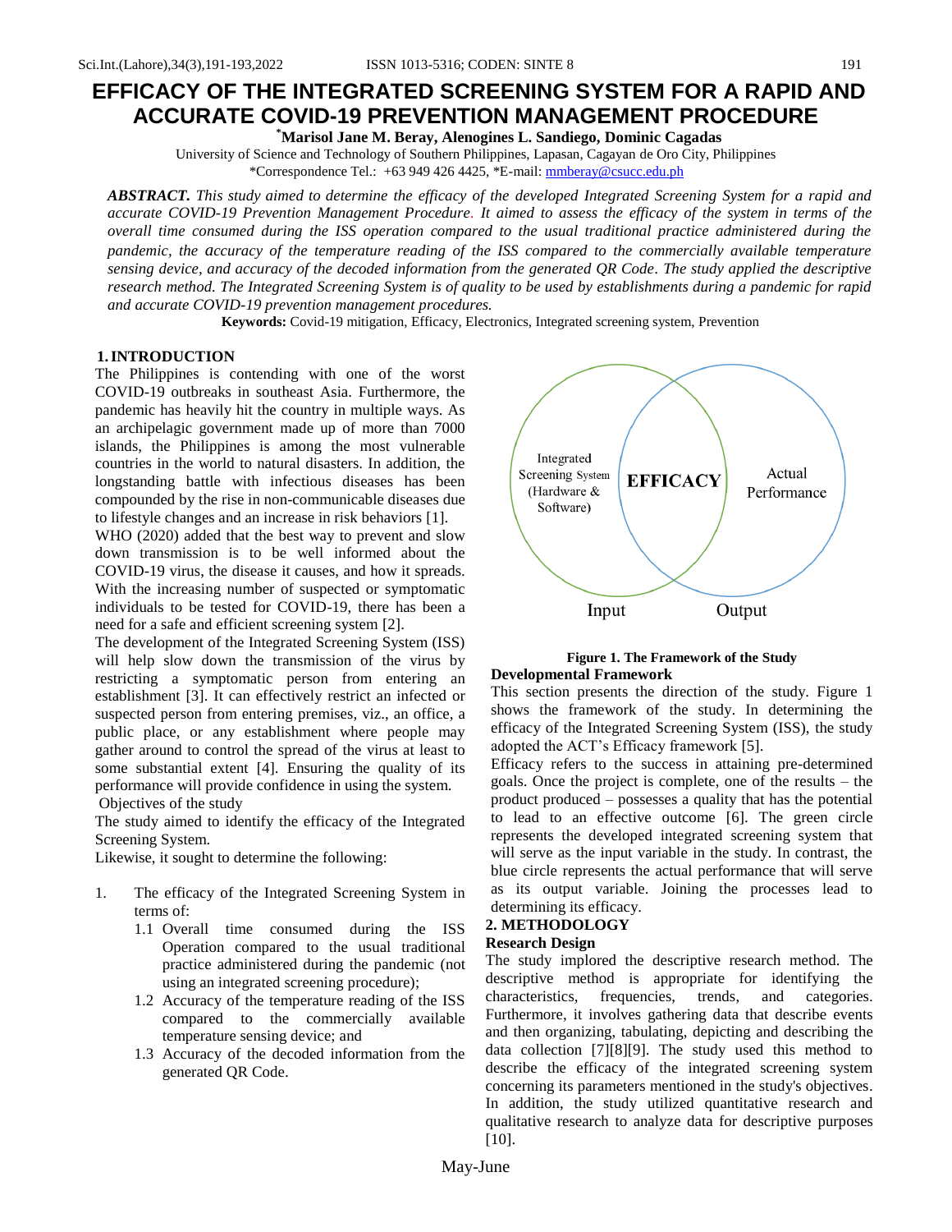# EFFICACY OF THE INTEGRATED SCREENING SYSTEM FOR A RAPID AND ACCURATE COVID-19 PREVENTION MANAGEMENT PROCEDURE

**[*]Marisol Jane M. Beray, Alenogines L. Sandiego, Dominic Cagadas**

University of Science and Technology of Southern Philippines, Lapasan, Cagayan de Oro City, Philippines

*Correspondence Tel.: +63 949 426 4425, *E-mail: mmberay@csucc.edu.ph

***ABSTRACT.*** *This study aimed to determine the efficacy of the developed Integrated Screening System for a rapid and accurate COVID-19 Prevention Management Procedure. It aimed to assess the efficacy of the system in terms of the overall time consumed during the ISS operation compared to the usual traditional practice administered during the pandemic, the accuracy of the temperature reading of the ISS compared to the commercially available temperature sensing device, and accuracy of the decoded information from the generated QR Code. The study applied the descriptive research method. The Integrated Screening System is of quality to be used by establishments during a pandemic for rapid and accurate COVID-19 prevention management procedures.*

**Keywords:** Covid-19 mitigation, Efficacy, Electronics, Integrated screening system, Prevention

## 1. INTRODUCTION

The Philippines is contending with one of the worst COVID-19 outbreaks in southeast Asia. Furthermore, the pandemic has heavily hit the country in multiple ways. As an archipelagic government made up of more than 7000 islands, the Philippines is among the most vulnerable countries in the world to natural disasters. In addition, the longstanding battle with infectious diseases has been compounded by the rise in non-communicable diseases due to lifestyle changes and an increase in risk behaviors [1].

WHO (2020) added that the best way to prevent and slow down transmission is to be well informed about the COVID-19 virus, the disease it causes, and how it spreads. With the increasing number of suspected or symptomatic individuals to be tested for COVID-19, there has been a need for a safe and efficient screening system [2].

The development of the Integrated Screening System (ISS) will help slow down the transmission of the virus by restricting a symptomatic person from entering an establishment [3]. It can effectively restrict an infected or suspected person from entering premises, viz., an office, a public place, or any establishment where people may gather around to control the spread of the virus at least to some substantial extent [4]. Ensuring the quality of its performance will provide confidence in using the system.

Objectives of the study

The study aimed to identify the efficacy of the Integrated Screening System.

Likewise, it sought to determine the following:

1. The efficacy of the Integrated Screening System in terms of:
   - 1.1 Overall time consumed during the ISS Operation compared to the usual traditional practice administered during the pandemic (not using an integrated screening procedure);
   - 1.2 Accuracy of the temperature reading of the ISS compared to the commercially available temperature sensing device; and
   - 1.3 Accuracy of the decoded information from the generated QR Code.

Integrated Screening System (Hardware & Software) | EFFICACY | Actual Performance

Input | Output

**Figure 1. The Framework of the Study**

### Developmental Framework

This section presents the direction of the study. Figure 1 shows the framework of the study. In determining the efficacy of the Integrated Screening System (ISS), the study adopted the ACT's Efficacy framework [5].

Efficacy refers to the success in attaining pre-determined goals. Once the project is complete, one of the results – the product produced – possesses a quality that has the potential to lead to an effective outcome [6]. The green circle represents the developed integrated screening system that will serve as the input variable in the study. In contrast, the blue circle represents the actual performance that will serve as its output variable. Joining the processes lead to determining its efficacy.

## 2. METHODOLOGY

### Research Design

The study implored the descriptive research method. The descriptive method is appropriate for identifying the characteristics, frequencies, trends, and categories. Furthermore, it involves gathering data that describe events and then organizing, tabulating, depicting and describing the data collection [7][8][9]. The study used this method to describe the efficacy of the integrated screening system concerning its parameters mentioned in the study's objectives. In addition, the study utilized quantitative research and qualitative research to analyze data for descriptive purposes [10].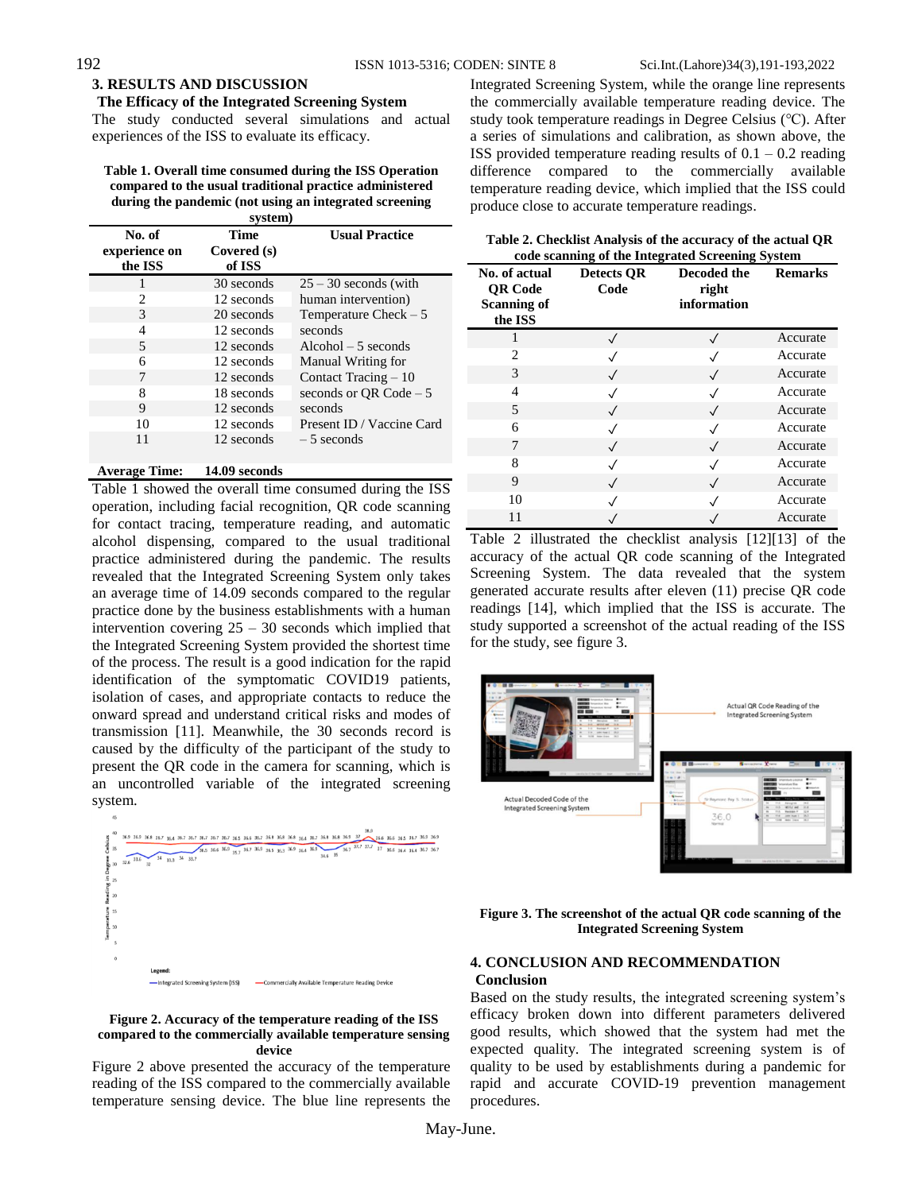## 3. RESULTS AND DISCUSSION

### The Efficacy of the Integrated Screening System

The study conducted several simulations and actual experiences of the ISS to evaluate its efficacy.

**Table 1. Overall time consumed during the ISS Operation compared to the usual traditional practice administered during the pandemic (not using an integrated screening system)**

| No. of experience on the ISS | Time Covered (s) of ISS | Usual Practice |
|---|---|---|
| 1 | 30 seconds | 25 – 30 seconds (with human intervention) Temperature Check – 5 seconds Alcohol – 5 seconds Manual Writing for Contact Tracing – 10 seconds or QR Code – 5 seconds Present ID / Vaccine Card – 5 seconds |
| 2 | 12 seconds | |
| 3 | 20 seconds | |
| 4 | 12 seconds | |
| 5 | 12 seconds | |
| 6 | 12 seconds | |
| 7 | 12 seconds | |
| 8 | 18 seconds | |
| 9 | 12 seconds | |
| 10 | 12 seconds | |
| 11 | 12 seconds | |
| **Average Time:** | **14.09 seconds** | |

Table 1 showed the overall time consumed during the ISS operation, including facial recognition, QR code scanning for contact tracing, temperature reading, and automatic alcohol dispensing, compared to the usual traditional practice administered during the pandemic. The results revealed that the Integrated Screening System only takes an average time of 14.09 seconds compared to the regular practice done by the business establishments with a human intervention covering 25 – 30 seconds which implied that the Integrated Screening System provided the shortest time of the process. The result is a good indication for the rapid identification of the symptomatic COVID19 patients, isolation of cases, and appropriate contacts to reduce the onward spread and understand critical risks and modes of transmission [11]. Meanwhile, the 30 seconds record is caused by the difficulty of the participant of the study to present the QR code in the camera for scanning, which is an uncontrolled variable of the integrated screening system.

**Figure 2. Accuracy of the temperature reading of the ISS compared to the commercially available temperature sensing device**

Figure 2 above presented the accuracy of the temperature reading of the ISS compared to the commercially available temperature sensing device. The blue line represents the Integrated Screening System, while the orange line represents the commercially available temperature reading device. The study took temperature readings in Degree Celsius (℃). After a series of simulations and calibration, as shown above, the ISS provided temperature reading results of 0.1 – 0.2 reading difference compared to the commercially available temperature reading device, which implied that the ISS could produce close to accurate temperature readings.

**Table 2. Checklist Analysis of the accuracy of the actual QR code scanning of the Integrated Screening System**

| No. of actual QR Code Scanning of the ISS | Detects QR Code | Decoded the right information | Remarks |
|---|---|---|---|
| 1 | ✓ | ✓ | Accurate |
| 2 | ✓ | ✓ | Accurate |
| 3 | ✓ | ✓ | Accurate |
| 4 | ✓ | ✓ | Accurate |
| 5 | ✓ | ✓ | Accurate |
| 6 | ✓ | ✓ | Accurate |
| 7 | ✓ | ✓ | Accurate |
| 8 | ✓ | ✓ | Accurate |
| 9 | ✓ | ✓ | Accurate |
| 10 | ✓ | ✓ | Accurate |
| 11 | ✓ | ✓ | Accurate |

Table 2 illustrated the checklist analysis [12][13] of the accuracy of the actual QR code scanning of the Integrated Screening System. The data revealed that the system generated accurate results after eleven (11) precise QR code readings [14], which implied that the ISS is accurate. The study supported a screenshot of the actual reading of the ISS for the study, see figure 3.

**Figure 3. The screenshot of the actual QR code scanning of the Integrated Screening System**

## 4. CONCLUSION AND RECOMMENDATION

### Conclusion

Based on the study results, the integrated screening system's efficacy broken down into different parameters delivered good results, which showed that the system had met the expected quality. The integrated screening system is of quality to be used by establishments during a pandemic for rapid and accurate COVID-19 prevention management procedures.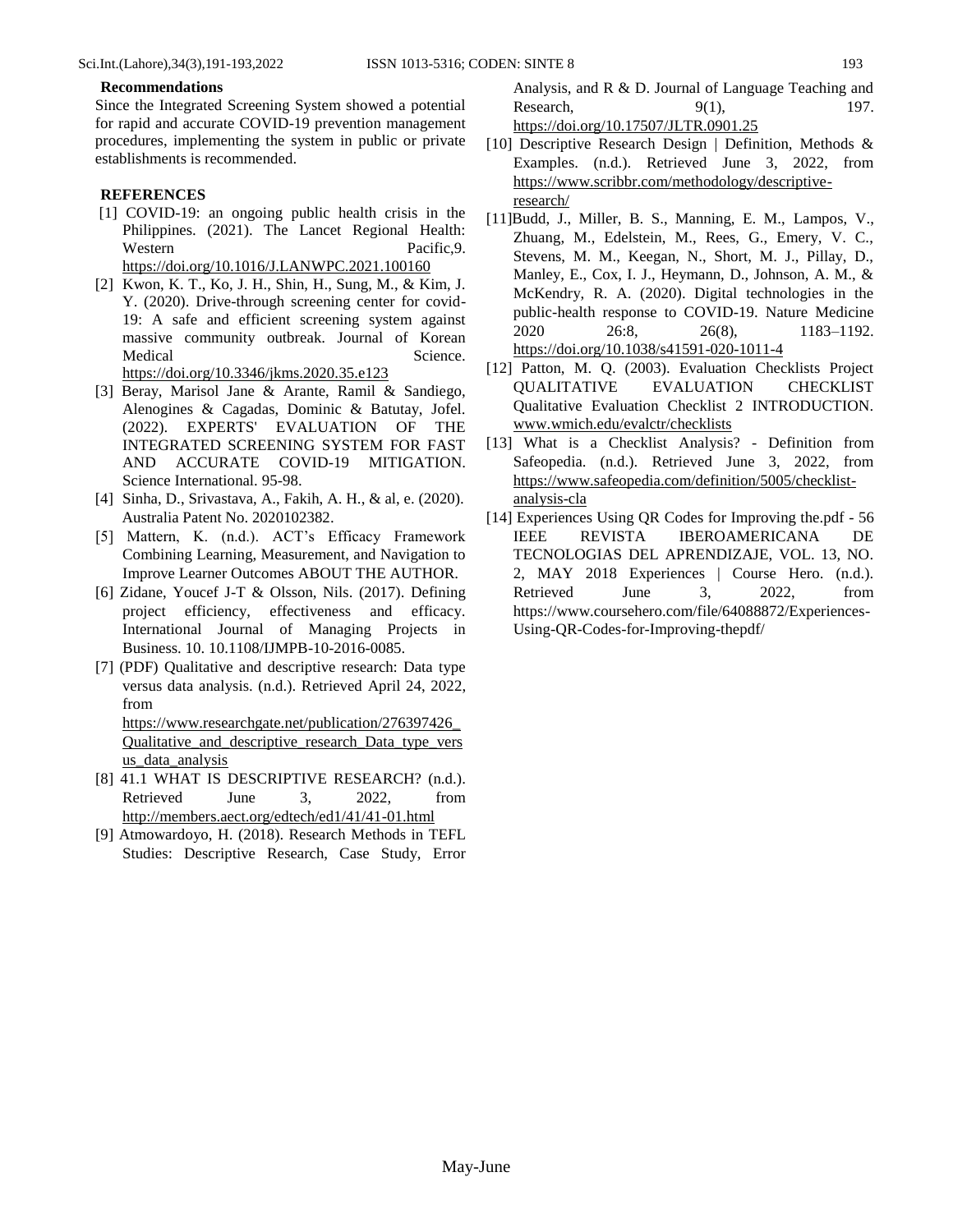## Recommendations

Since the Integrated Screening System showed a potential for rapid and accurate COVID-19 prevention management procedures, implementing the system in public or private establishments is recommended.

## REFERENCES

[1] COVID-19: an ongoing public health crisis in the Philippines. (2021). The Lancet Regional Health: Western Pacific,9. https://doi.org/10.1016/J.LANWPC.2021.100160

[2] Kwon, K. T., Ko, J. H., Shin, H., Sung, M., & Kim, J. Y. (2020). Drive-through screening center for covid-19: A safe and efficient screening system against massive community outbreak. Journal of Korean Medical Science. https://doi.org/10.3346/jkms.2020.35.e123

[3] Beray, Marisol Jane & Arante, Ramil & Sandiego, Alenogines & Cagadas, Dominic & Batutay, Jofel. (2022). EXPERTS' EVALUATION OF THE INTEGRATED SCREENING SYSTEM FOR FAST AND ACCURATE COVID-19 MITIGATION. Science International. 95-98.

[4] Sinha, D., Srivastava, A., Fakih, A. H., & al, e. (2020). Australia Patent No. 2020102382.

[5] Mattern, K. (n.d.). ACT's Efficacy Framework Combining Learning, Measurement, and Navigation to Improve Learner Outcomes ABOUT THE AUTHOR.

[6] Zidane, Youcef J-T & Olsson, Nils. (2017). Defining project efficiency, effectiveness and efficacy. International Journal of Managing Projects in Business. 10. 10.1108/IJMPB-10-2016-0085.

[7] (PDF) Qualitative and descriptive research: Data type versus data analysis. (n.d.). Retrieved April 24, 2022, from https://www.researchgate.net/publication/276397426_Qualitative_and_descriptive_research_Data_type_versus_data_analysis

[8] 41.1 WHAT IS DESCRIPTIVE RESEARCH? (n.d.). Retrieved June 3, 2022, from http://members.aect.org/edtech/ed1/41/41-01.html

[9] Atmowardoyo, H. (2018). Research Methods in TEFL Studies: Descriptive Research, Case Study, Error Analysis, and R & D. Journal of Language Teaching and Research, 9(1), 197. https://doi.org/10.17507/JLTR.0901.25

[10] Descriptive Research Design | Definition, Methods & Examples. (n.d.). Retrieved June 3, 2022, from https://www.scribbr.com/methodology/descriptive-research/

[11]Budd, J., Miller, B. S., Manning, E. M., Lampos, V., Zhuang, M., Edelstein, M., Rees, G., Emery, V. C., Stevens, M. M., Keegan, N., Short, M. J., Pillay, D., Manley, E., Cox, I. J., Heymann, D., Johnson, A. M., & McKendry, R. A. (2020). Digital technologies in the public-health response to COVID-19. Nature Medicine 2020 26:8, 26(8), 1183–1192. https://doi.org/10.1038/s41591-020-1011-4

[12] Patton, M. Q. (2003). Evaluation Checklists Project QUALITATIVE EVALUATION CHECKLIST Qualitative Evaluation Checklist 2 INTRODUCTION. www.wmich.edu/evalctr/checklists

[13] What is a Checklist Analysis? - Definition from Safeopedia. (n.d.). Retrieved June 3, 2022, from https://www.safeopedia.com/definition/5005/checklist-analysis-cla

[14] Experiences Using QR Codes for Improving the.pdf - 56 IEEE REVISTA IBEROAMERICANA DE TECNOLOGIAS DEL APRENDIZAJE, VOL. 13, NO. 2, MAY 2018 Experiences | Course Hero. (n.d.). Retrieved June 3, 2022, from https://www.coursehero.com/file/64088872/Experiences-Using-QR-Codes-for-Improving-thepdf/